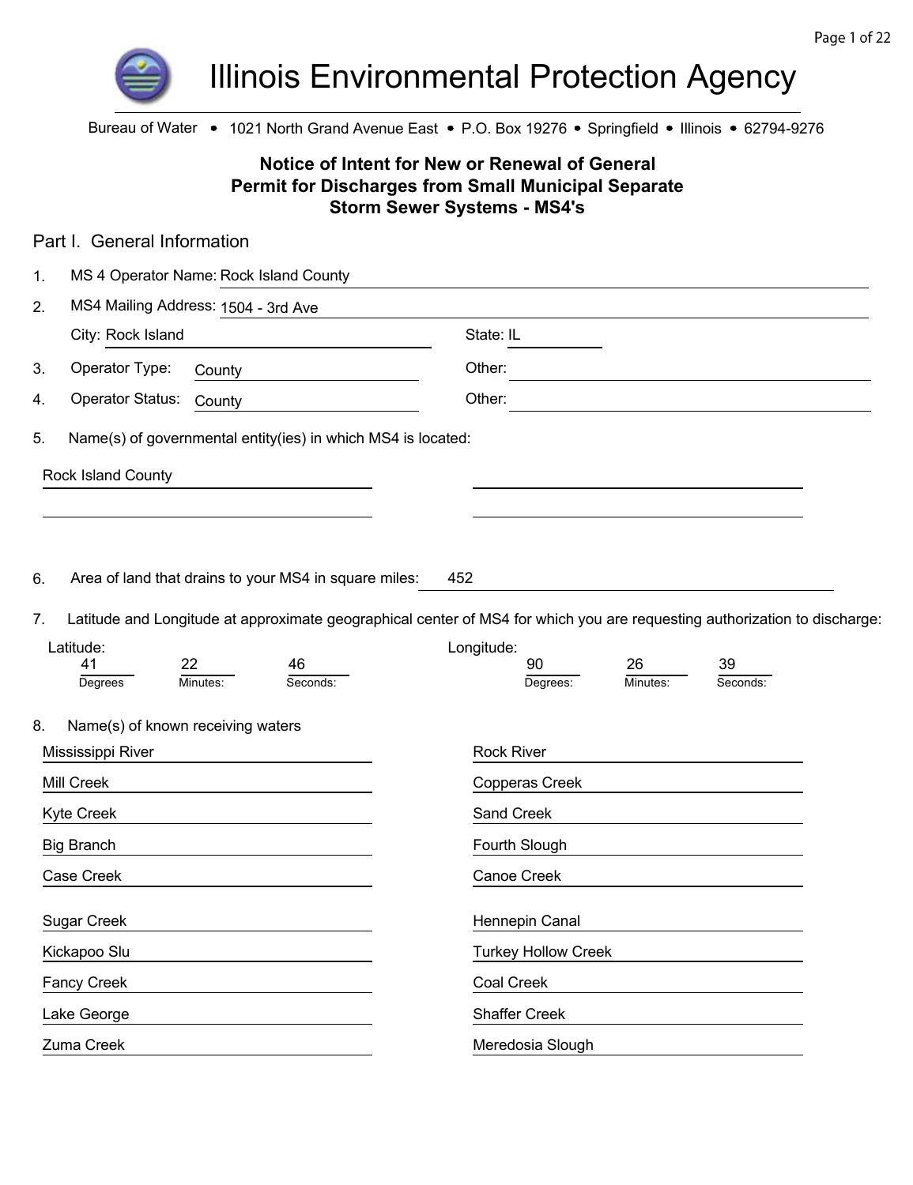# Illinois Environmental Protection Agency

Bureau of Water • 1021 North Grand Avenue East • P.O. Box 19276 • Springfield • Illinois • 62794-9276

## Notice of Intent for New or Renewal of General Permit for Discharges from Small Municipal Separate Storm Sewer Systems - MS4's

## Part I. General Information

1. MS 4 Operator Name: Rock Island County
2. MS4 Mailing Address: 1504 - 3rd Ave

   City: Rock Island State: IL
3. Operator Type: County Other:
4. Operator Status: County Other:
5. Name(s) of governmental entity(ies) in which MS4 is located:

   Rock Island County

6. Area of land that drains to your MS4 in square miles: 452

7. Latitude and Longitude at approximate geographical center of MS4 for which you are requesting authorization to discharge:

   Latitude: 41 Degrees 22 Minutes: 46 Seconds:

   Longitude: 90 Degrees: 26 Minutes: 39 Seconds:

8. Name(s) of known receiving waters

| | |
|---|---|
| Mississippi River | Rock River |
| Mill Creek | Copperas Creek |
| Kyte Creek | Sand Creek |
| Big Branch | Fourth Slough |
| Case Creek | Canoe Creek |
| Sugar Creek | Hennepin Canal |
| Kickapoo Slu | Turkey Hollow Creek |
| Fancy Creek | Coal Creek |
| Lake George | Shaffer Creek |
| Zuma Creek | Meredosia Slough |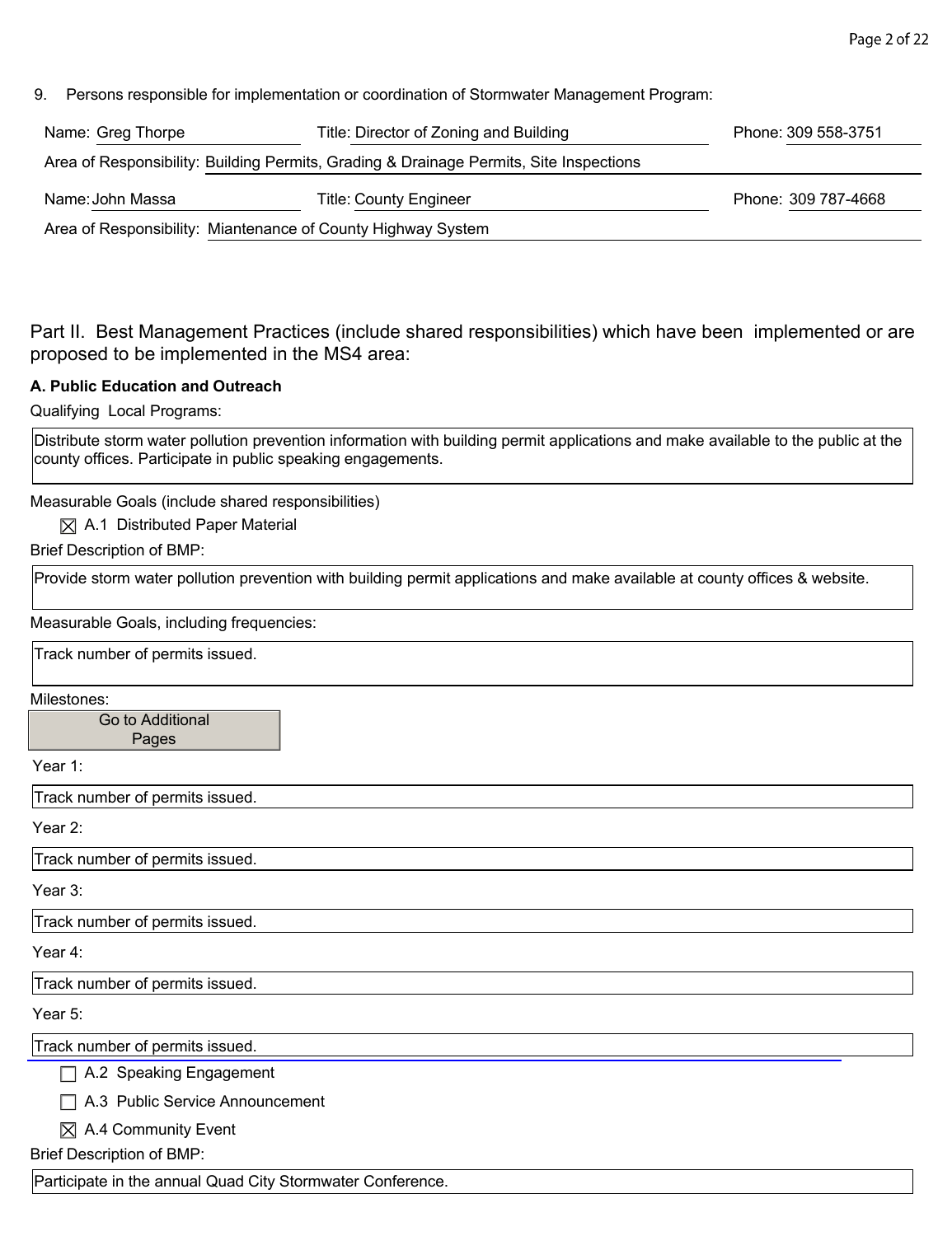9. Persons responsible for implementation or coordination of Stormwater Management Program:

Name: Greg Thorpe — Title: Director of Zoning and Building — Phone: 309 558-3751

Area of Responsibility: Building Permits, Grading & Drainage Permits, Site Inspections

Name: John Massa — Title: County Engineer — Phone: 309 787-4668

Area of Responsibility: Miantenance of County Highway System

## Part II. Best Management Practices (include shared responsibilities) which have been implemented or are proposed to be implemented in the MS4 area:

### A. Public Education and Outreach

Qualifying Local Programs:

Distribute storm water pollution prevention information with building permit applications and make available to the public at the county offices. Participate in public speaking engagements.

Measurable Goals (include shared responsibilities)

☒ A.1 Distributed Paper Material

Brief Description of BMP:

Provide storm water pollution prevention with building permit applications and make available at county offices & website.

Measurable Goals, including frequencies:

Track number of permits issued.

Milestones:

Go to Additional Pages

Year 1:

Track number of permits issued.

Year 2:

Track number of permits issued.

Year 3:

Track number of permits issued.

Year 4:

Track number of permits issued.

Year 5:

Track number of permits issued.

☐ A.2 Speaking Engagement

☐ A.3 Public Service Announcement

☒ A.4 Community Event

Brief Description of BMP:

Participate in the annual Quad City Stormwater Conference.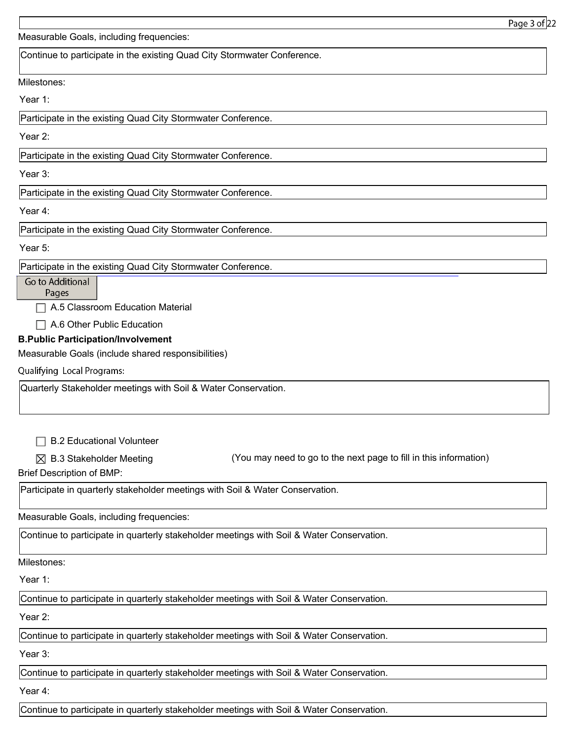Measurable Goals, including frequencies:

Continue to participate in the existing Quad City Stormwater Conference.

Milestones:

Year 1:

Participate in the existing Quad City Stormwater Conference.

Year 2:

Participate in the existing Quad City Stormwater Conference.

Year 3:

Participate in the existing Quad City Stormwater Conference.

Year 4:

Participate in the existing Quad City Stormwater Conference.

Year 5:

Participate in the existing Quad City Stormwater Conference.

Go to Additional Pages

☐ A.5 Classroom Education Material

☐ A.6 Other Public Education

**B.Public Participation/Involvement**

Measurable Goals (include shared responsibilities)

Qualifying Local Programs:

Quarterly Stakeholder meetings with Soil & Water Conservation.

☐ B.2 Educational Volunteer

☒ B.3 Stakeholder Meeting (You may need to go to the next page to fill in this information)

Brief Description of BMP:

Participate in quarterly stakeholder meetings with Soil & Water Conservation.

Measurable Goals, including frequencies:

Continue to participate in quarterly stakeholder meetings with Soil & Water Conservation.

Milestones:

Year 1:

Continue to participate in quarterly stakeholder meetings with Soil & Water Conservation.

Year 2:

Continue to participate in quarterly stakeholder meetings with Soil & Water Conservation.

Year 3:

Continue to participate in quarterly stakeholder meetings with Soil & Water Conservation.

Year 4:

Continue to participate in quarterly stakeholder meetings with Soil & Water Conservation.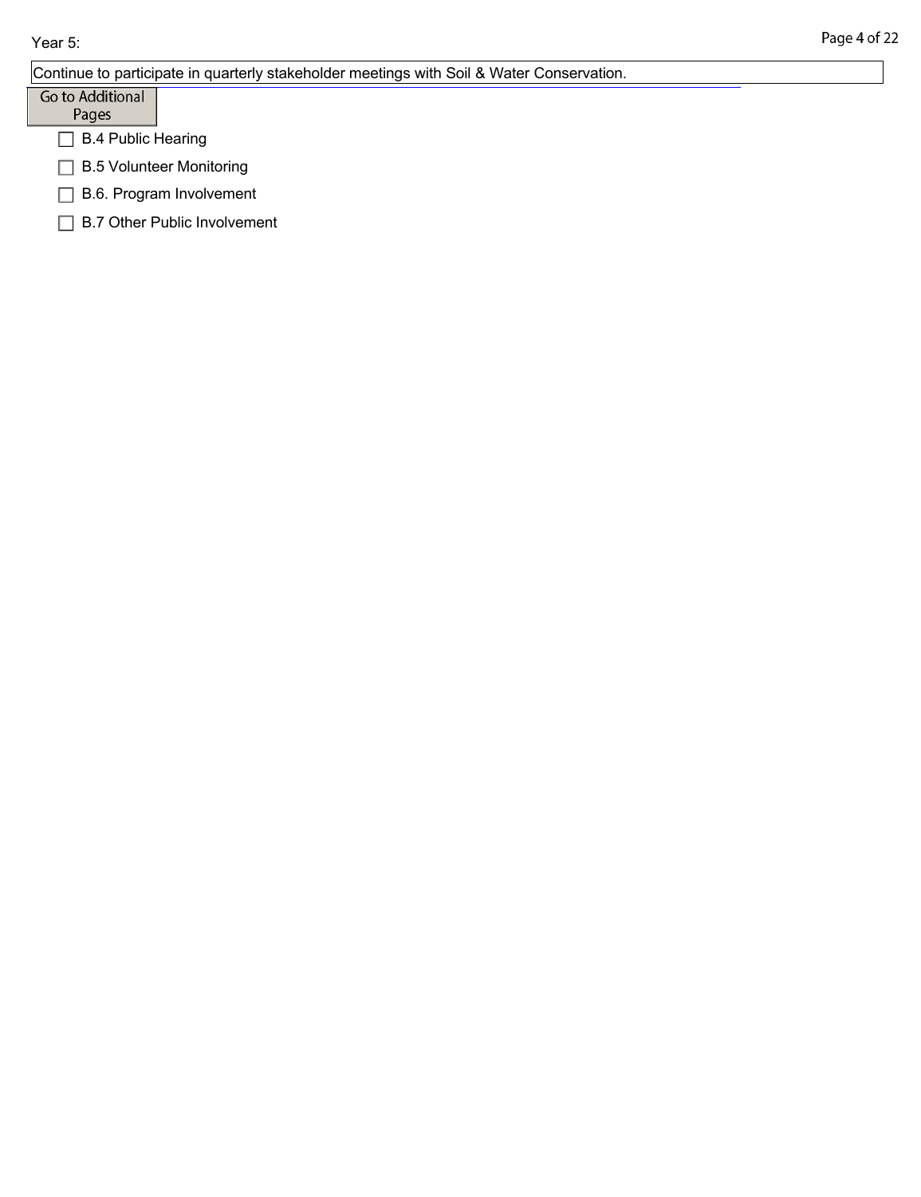Year 5:

Continue to participate in quarterly stakeholder meetings with Soil & Water Conservation.

Go to Additional Pages

- [ ] B.4 Public Hearing
- [ ] B.5 Volunteer Monitoring
- [ ] B.6. Program Involvement
- [ ] B.7 Other Public Involvement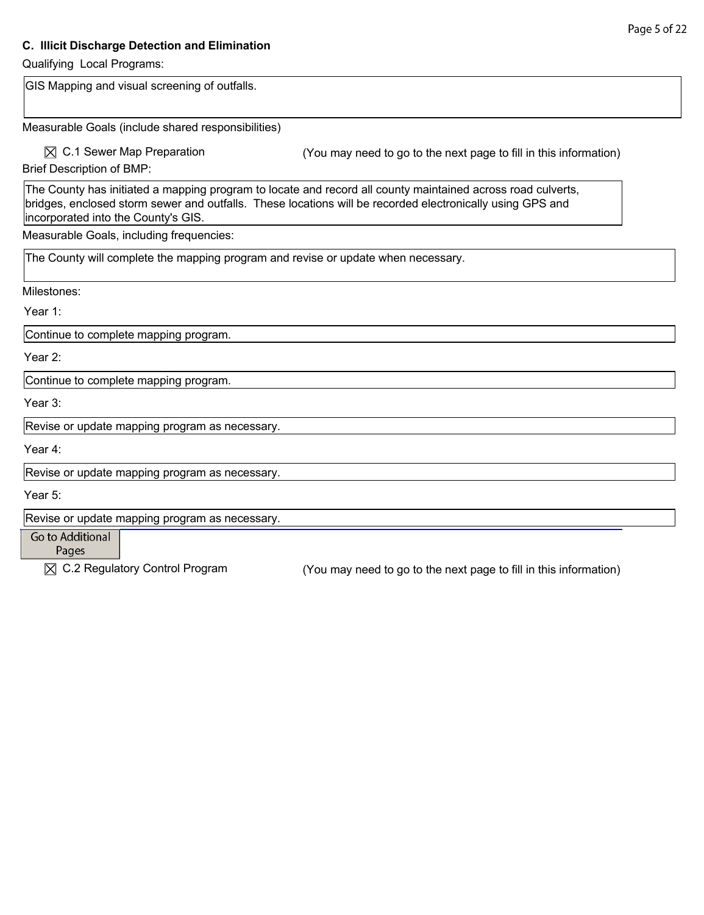### C. Illicit Discharge Detection and Elimination

Qualifying Local Programs:

GIS Mapping and visual screening of outfalls.

Measurable Goals (include shared responsibilities)

☒ C.1 Sewer Map Preparation (You may need to go to the next page to fill in this information)

Brief Description of BMP:

The County has initiated a mapping program to locate and record all county maintained across road culverts, bridges, enclosed storm sewer and outfalls. These locations will be recorded electronically using GPS and incorporated into the County's GIS.

Measurable Goals, including frequencies:

The County will complete the mapping program and revise or update when necessary.

Milestones:

Year 1:

Continue to complete mapping program.

Year 2:

Continue to complete mapping program.

Year 3:

Revise or update mapping program as necessary.

Year 4:

Revise or update mapping program as necessary.

Year 5:

Revise or update mapping program as necessary.

Go to Additional Pages

☒ C.2 Regulatory Control Program (You may need to go to the next page to fill in this information)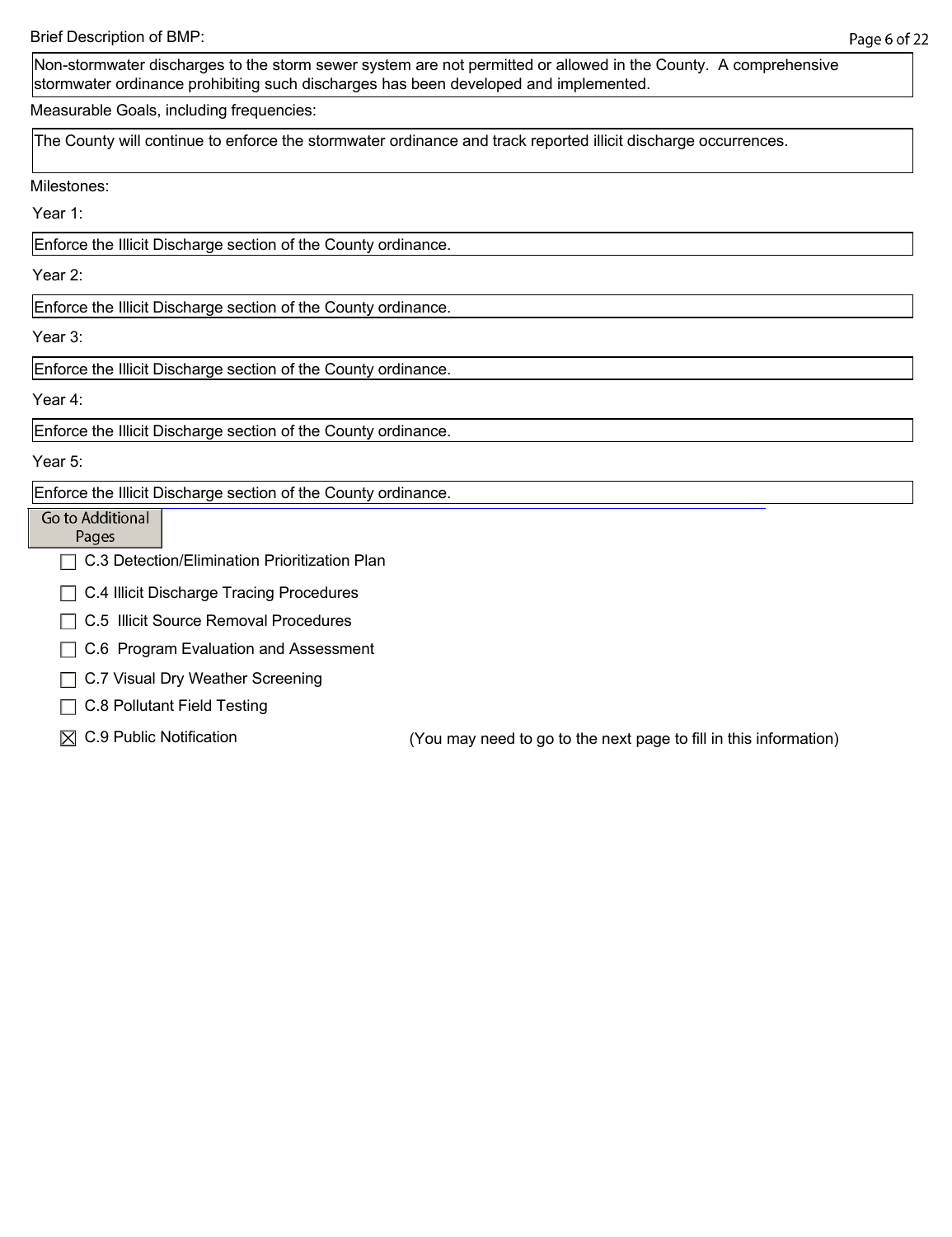Brief Description of BMP:

Non-stormwater discharges to the storm sewer system are not permitted or allowed in the County. A comprehensive stormwater ordinance prohibiting such discharges has been developed and implemented.

Measurable Goals, including frequencies:

The County will continue to enforce the stormwater ordinance and track reported illicit discharge occurrences.

Milestones:

Year 1:

Enforce the Illicit Discharge section of the County ordinance.

Year 2:

Enforce the Illicit Discharge section of the County ordinance.

Year 3:

Enforce the Illicit Discharge section of the County ordinance.

Year 4:

Enforce the Illicit Discharge section of the County ordinance.

Year 5:

Enforce the Illicit Discharge section of the County ordinance.

Go to Additional Pages

- ☐ C.3 Detection/Elimination Prioritization Plan
- ☐ C.4 Illicit Discharge Tracing Procedures
- ☐ C.5 Illicit Source Removal Procedures
- ☐ C.6 Program Evaluation and Assessment
- ☐ C.7 Visual Dry Weather Screening
- ☐ C.8 Pollutant Field Testing
- ☒ C.9 Public Notification (You may need to go to the next page to fill in this information)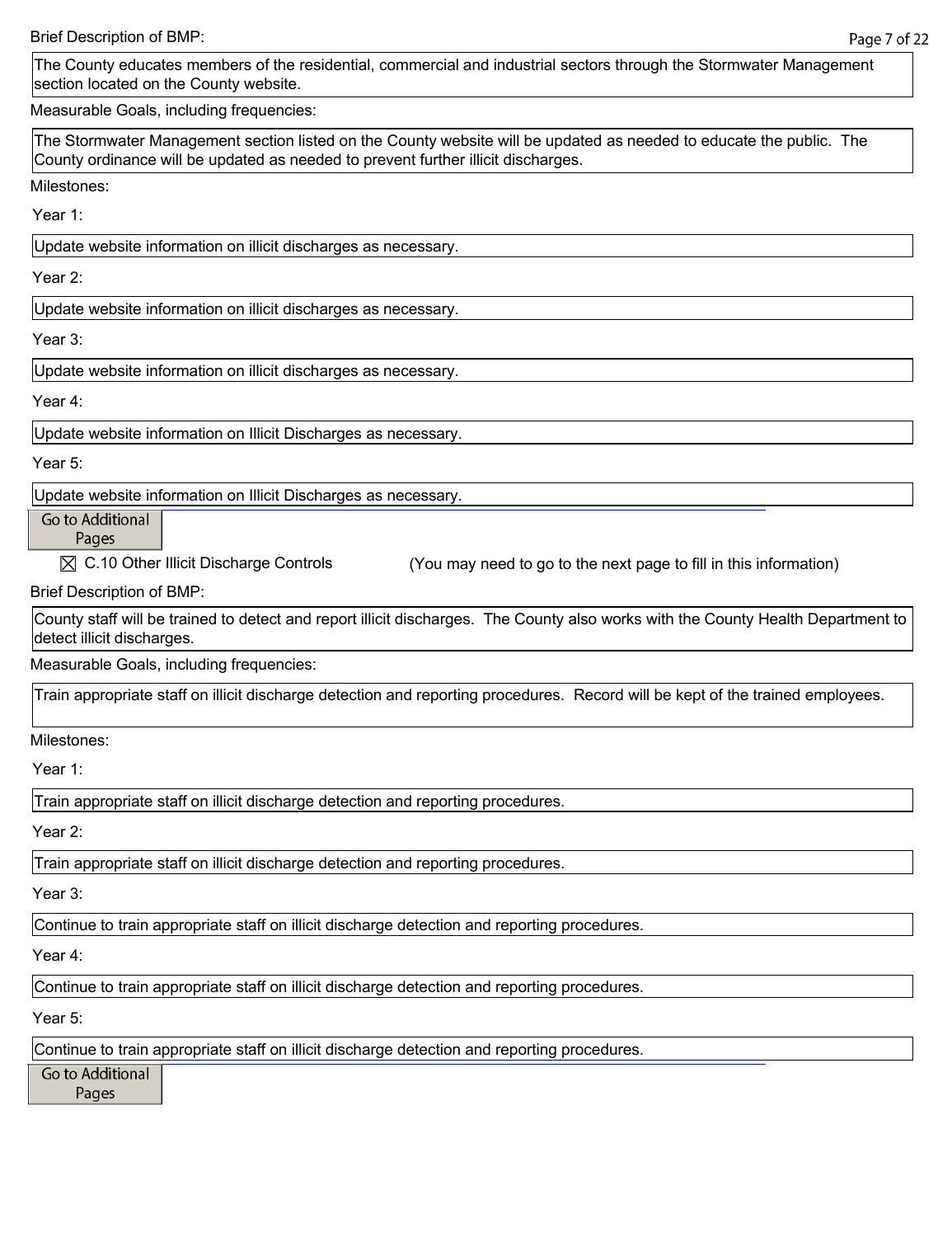Brief Description of BMP:

The County educates members of the residential, commercial and industrial sectors through the Stormwater Management section located on the County website.

Measurable Goals, including frequencies:

The Stormwater Management section listed on the County website will be updated as needed to educate the public. The County ordinance will be updated as needed to prevent further illicit discharges.

Milestones:

Year 1:

Update website information on illicit discharges as necessary.

Year 2:

Update website information on illicit discharges as necessary.

Year 3:

Update website information on illicit discharges as necessary.

Year 4:

Update website information on Illicit Discharges as necessary.

Year 5:

Update website information on Illicit Discharges as necessary.

Go to Additional Pages

☒ C.10 Other Illicit Discharge Controls (You may need to go to the next page to fill in this information)

Brief Description of BMP:

County staff will be trained to detect and report illicit discharges. The County also works with the County Health Department to detect illicit discharges.

Measurable Goals, including frequencies:

Train appropriate staff on illicit discharge detection and reporting procedures. Record will be kept of the trained employees.

Milestones:

Year 1:

Train appropriate staff on illicit discharge detection and reporting procedures.

Year 2:

Train appropriate staff on illicit discharge detection and reporting procedures.

Year 3:

Continue to train appropriate staff on illicit discharge detection and reporting procedures.

Year 4:

Continue to train appropriate staff on illicit discharge detection and reporting procedures.

Year 5:

Continue to train appropriate staff on illicit discharge detection and reporting procedures.

Go to Additional Pages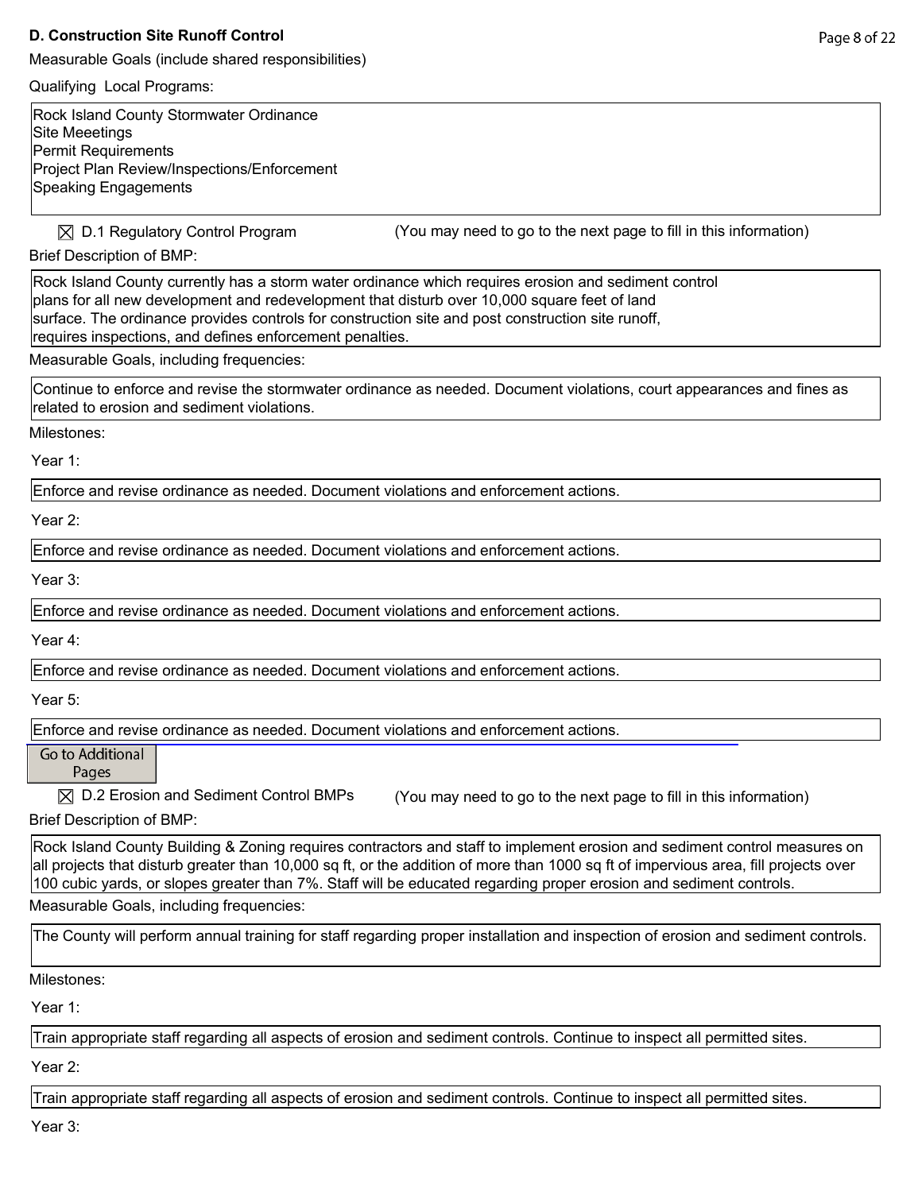## D. Construction Site Runoff Control

Measurable Goals (include shared responsibilities)

Qualifying Local Programs:

Rock Island County Stormwater Ordinance
Site Meeetings
Permit Requirements
Project Plan Review/Inspections/Enforcement
Speaking Engagements

☒ D.1 Regulatory Control Program (You may need to go to the next page to fill in this information)

Brief Description of BMP:

Rock Island County currently has a storm water ordinance which requires erosion and sediment control plans for all new development and redevelopment that disturb over 10,000 square feet of land surface. The ordinance provides controls for construction site and post construction site runoff, requires inspections, and defines enforcement penalties.

Measurable Goals, including frequencies:

Continue to enforce and revise the stormwater ordinance as needed. Document violations, court appearances and fines as related to erosion and sediment violations.

Milestones:

Year 1:

Enforce and revise ordinance as needed. Document violations and enforcement actions.

Year 2:

Enforce and revise ordinance as needed. Document violations and enforcement actions.

Year 3:

Enforce and revise ordinance as needed. Document violations and enforcement actions.

Year 4:

Enforce and revise ordinance as needed. Document violations and enforcement actions.

Year 5:

Enforce and revise ordinance as needed. Document violations and enforcement actions.

Go to Additional Pages

☒ D.2 Erosion and Sediment Control BMPs (You may need to go to the next page to fill in this information)

Brief Description of BMP:

Rock Island County Building & Zoning requires contractors and staff to implement erosion and sediment control measures on all projects that disturb greater than 10,000 sq ft, or the addition of more than 1000 sq ft of impervious area, fill projects over 100 cubic yards, or slopes greater than 7%. Staff will be educated regarding proper erosion and sediment controls.

Measurable Goals, including frequencies:

The County will perform annual training for staff regarding proper installation and inspection of erosion and sediment controls.

Milestones:

Year 1:

Train appropriate staff regarding all aspects of erosion and sediment controls. Continue to inspect all permitted sites.

Year 2:

Train appropriate staff regarding all aspects of erosion and sediment controls. Continue to inspect all permitted sites.

Year 3: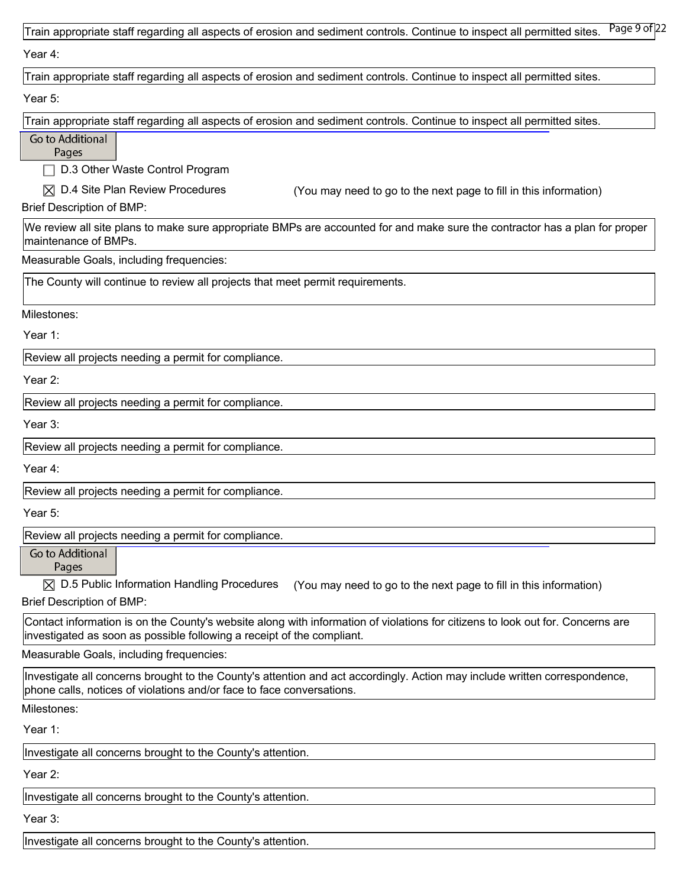Train appropriate staff regarding all aspects of erosion and sediment controls. Continue to inspect all permitted sites.

Year 4:

Train appropriate staff regarding all aspects of erosion and sediment controls. Continue to inspect all permitted sites.

Year 5:

Train appropriate staff regarding all aspects of erosion and sediment controls. Continue to inspect all permitted sites.

Go to Additional Pages

☐ D.3 Other Waste Control Program

☒ D.4 Site Plan Review Procedures (You may need to go to the next page to fill in this information)

Brief Description of BMP:

We review all site plans to make sure appropriate BMPs are accounted for and make sure the contractor has a plan for proper maintenance of BMPs.

Measurable Goals, including frequencies:

The County will continue to review all projects that meet permit requirements.

Milestones:

Year 1:

Review all projects needing a permit for compliance.

Year 2:

Review all projects needing a permit for compliance.

Year 3:

Review all projects needing a permit for compliance.

Year 4:

Review all projects needing a permit for compliance.

Year 5:

Review all projects needing a permit for compliance.

Go to Additional Pages

☒ D.5 Public Information Handling Procedures (You may need to go to the next page to fill in this information)

Brief Description of BMP:

Contact information is on the County's website along with information of violations for citizens to look out for. Concerns are investigated as soon as possible following a receipt of the compliant.

Measurable Goals, including frequencies:

Investigate all concerns brought to the County's attention and act accordingly. Action may include written correspondence, phone calls, notices of violations and/or face to face conversations.

Milestones:

Year 1:

Investigate all concerns brought to the County's attention.

Year 2:

Investigate all concerns brought to the County's attention.

Year 3:

Investigate all concerns brought to the County's attention.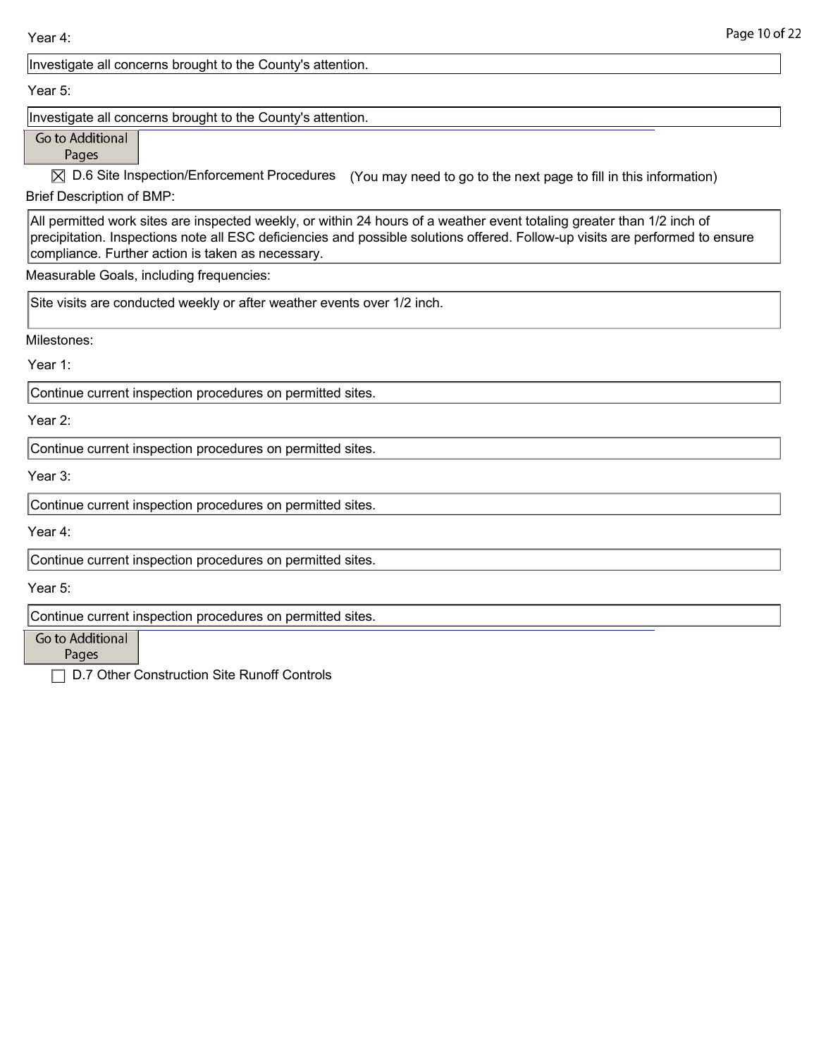Year 4:

Investigate all concerns brought to the County's attention.

Year 5:

Investigate all concerns brought to the County's attention.

Go to Additional Pages

☒ D.6 Site Inspection/Enforcement Procedures (You may need to go to the next page to fill in this information)

Brief Description of BMP:

All permitted work sites are inspected weekly, or within 24 hours of a weather event totaling greater than 1/2 inch of precipitation. Inspections note all ESC deficiencies and possible solutions offered. Follow-up visits are performed to ensure compliance. Further action is taken as necessary.

Measurable Goals, including frequencies:

Site visits are conducted weekly or after weather events over 1/2 inch.

Milestones:

Year 1:

Continue current inspection procedures on permitted sites.

Year 2:

Continue current inspection procedures on permitted sites.

Year 3:

Continue current inspection procedures on permitted sites.

Year 4:

Continue current inspection procedures on permitted sites.

Year 5:

Continue current inspection procedures on permitted sites.

Go to Additional Pages

☐ D.7 Other Construction Site Runoff Controls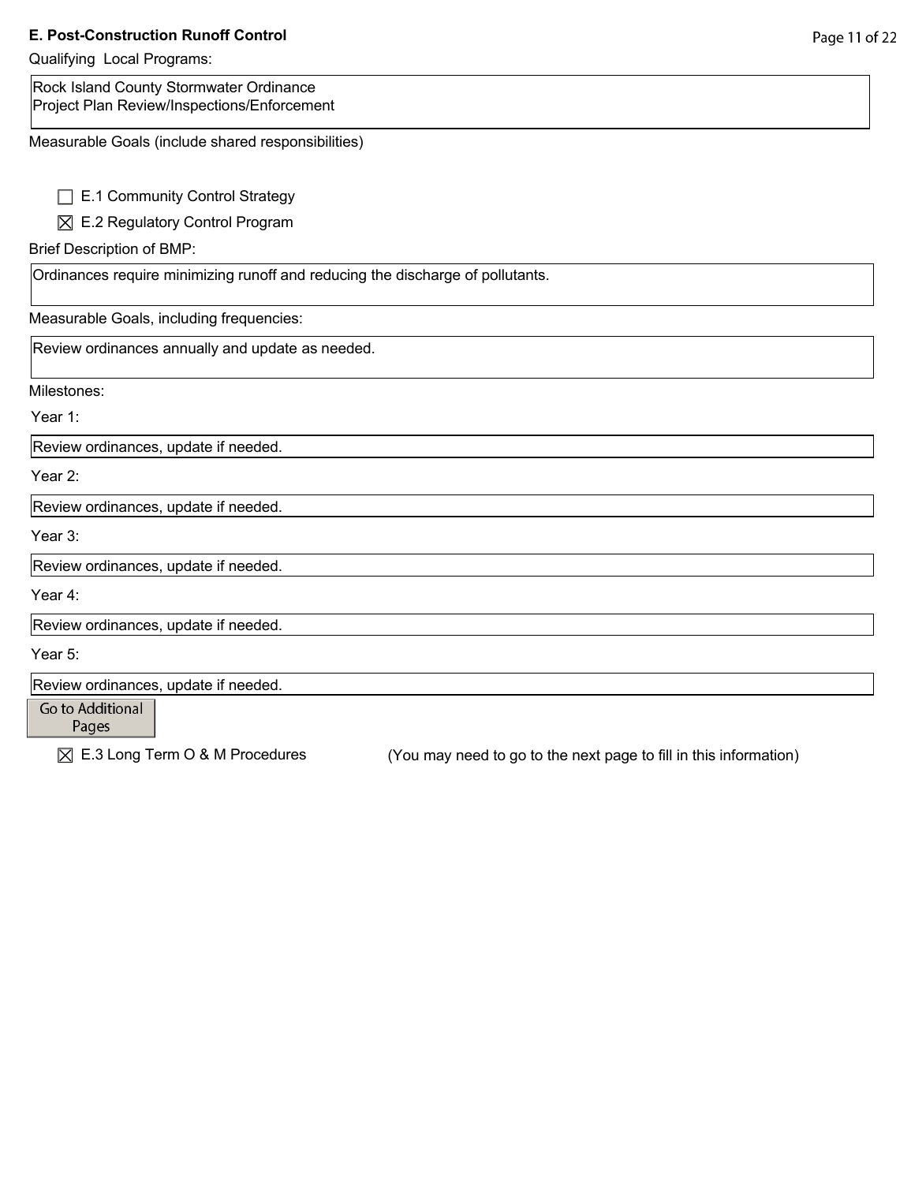## E. Post-Construction Runoff Control

Qualifying Local Programs:

Rock Island County Stormwater Ordinance
Project Plan Review/Inspections/Enforcement

Measurable Goals (include shared responsibilities)

☐ E.1 Community Control Strategy

☒ E.2 Regulatory Control Program

Brief Description of BMP:

Ordinances require minimizing runoff and reducing the discharge of pollutants.

Measurable Goals, including frequencies:

Review ordinances annually and update as needed.

Milestones:

Year 1:

Review ordinances, update if needed.

Year 2:

Review ordinances, update if needed.

Year 3:

Review ordinances, update if needed.

Year 4:

Review ordinances, update if needed.

Year 5:

Review ordinances, update if needed.

Go to Additional Pages

☒ E.3 Long Term O & M Procedures (You may need to go to the next page to fill in this information)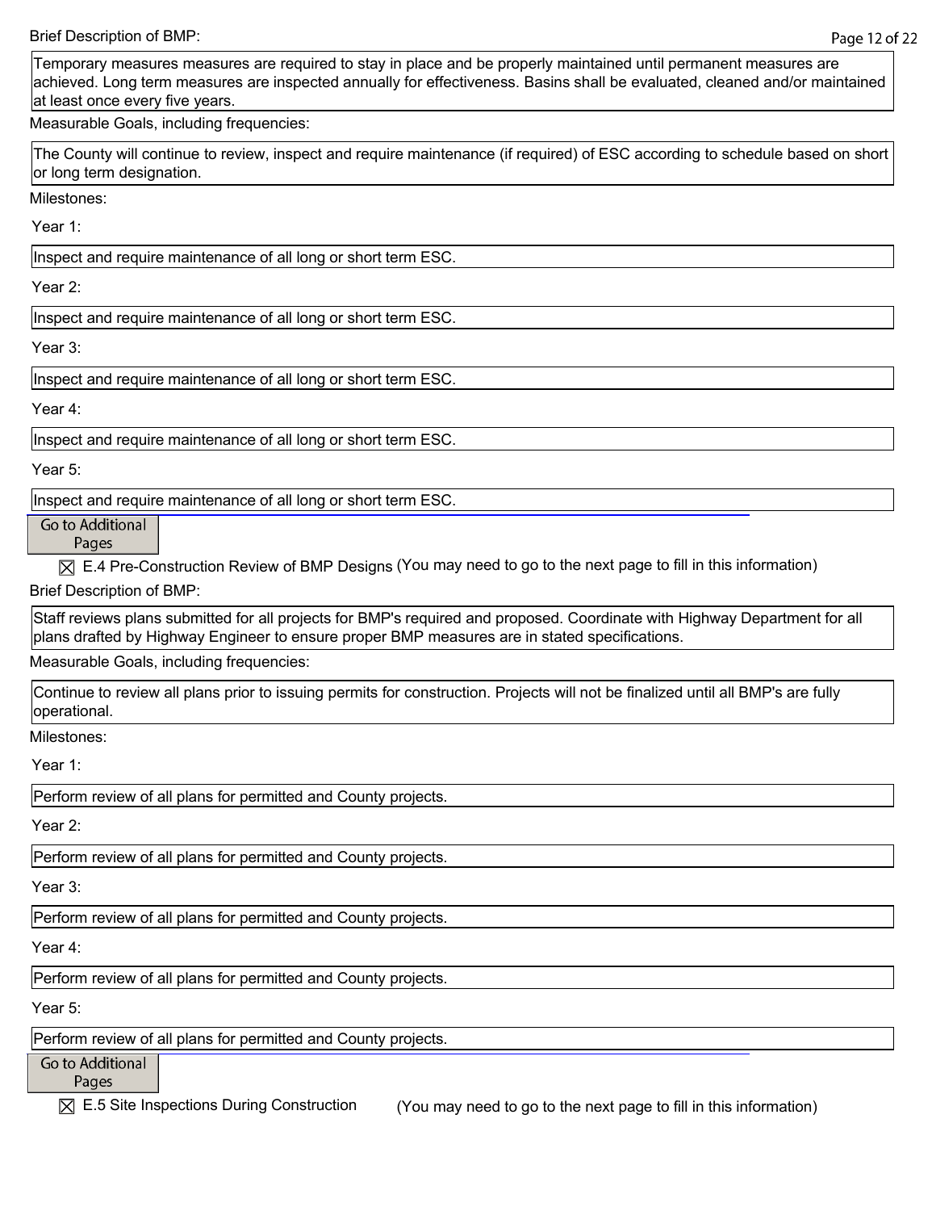Brief Description of BMP:

Temporary measures measures are required to stay in place and be properly maintained until permanent measures are achieved. Long term measures are inspected annually for effectiveness. Basins shall be evaluated, cleaned and/or maintained at least once every five years.

Measurable Goals, including frequencies:

The County will continue to review, inspect and require maintenance (if required) of ESC according to schedule based on short or long term designation.

Milestones:

Year 1:

Inspect and require maintenance of all long or short term ESC.

Year 2:

Inspect and require maintenance of all long or short term ESC.

Year 3:

Inspect and require maintenance of all long or short term ESC.

Year 4:

Inspect and require maintenance of all long or short term ESC.

Year 5:

Inspect and require maintenance of all long or short term ESC.

Go to Additional Pages

☒ E.4 Pre-Construction Review of BMP Designs (You may need to go to the next page to fill in this information)

Brief Description of BMP:

Staff reviews plans submitted for all projects for BMP's required and proposed. Coordinate with Highway Department for all plans drafted by Highway Engineer to ensure proper BMP measures are in stated specifications.

Measurable Goals, including frequencies:

Continue to review all plans prior to issuing permits for construction. Projects will not be finalized until all BMP's are fully operational.

Milestones:

Year 1:

Perform review of all plans for permitted and County projects.

Year 2:

Perform review of all plans for permitted and County projects.

Year 3:

Perform review of all plans for permitted and County projects.

Year 4:

Perform review of all plans for permitted and County projects.

Year 5:

Perform review of all plans for permitted and County projects.

Go to Additional Pages

☒ E.5 Site Inspections During Construction (You may need to go to the next page to fill in this information)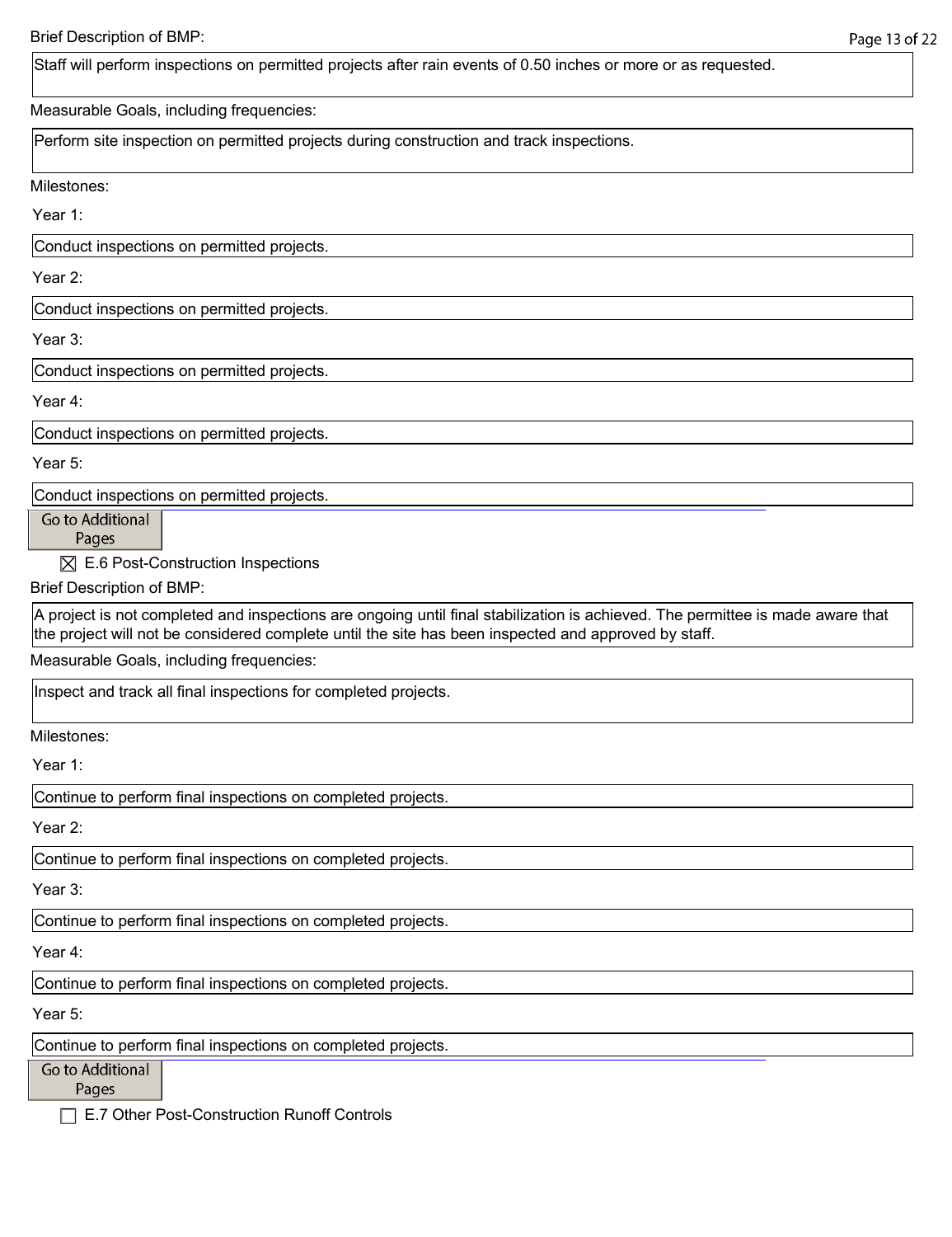Brief Description of BMP:

Staff will perform inspections on permitted projects after rain events of 0.50 inches or more or as requested.

Measurable Goals, including frequencies:

Perform site inspection on permitted projects during construction and track inspections.

Milestones:

Year 1:

Conduct inspections on permitted projects.

Year 2:

Conduct inspections on permitted projects.

Year 3:

Conduct inspections on permitted projects.

Year 4:

Conduct inspections on permitted projects.

Year 5:

Conduct inspections on permitted projects.

Go to Additional Pages

☒ E.6 Post-Construction Inspections

Brief Description of BMP:

A project is not completed and inspections are ongoing until final stabilization is achieved. The permittee is made aware that the project will not be considered complete until the site has been inspected and approved by staff.

Measurable Goals, including frequencies:

Inspect and track all final inspections for completed projects.

Milestones:

Year 1:

Continue to perform final inspections on completed projects.

Year 2:

Continue to perform final inspections on completed projects.

Year 3:

Continue to perform final inspections on completed projects.

Year 4:

Continue to perform final inspections on completed projects.

Year 5:

Continue to perform final inspections on completed projects.

Go to Additional Pages

☐ E.7 Other Post-Construction Runoff Controls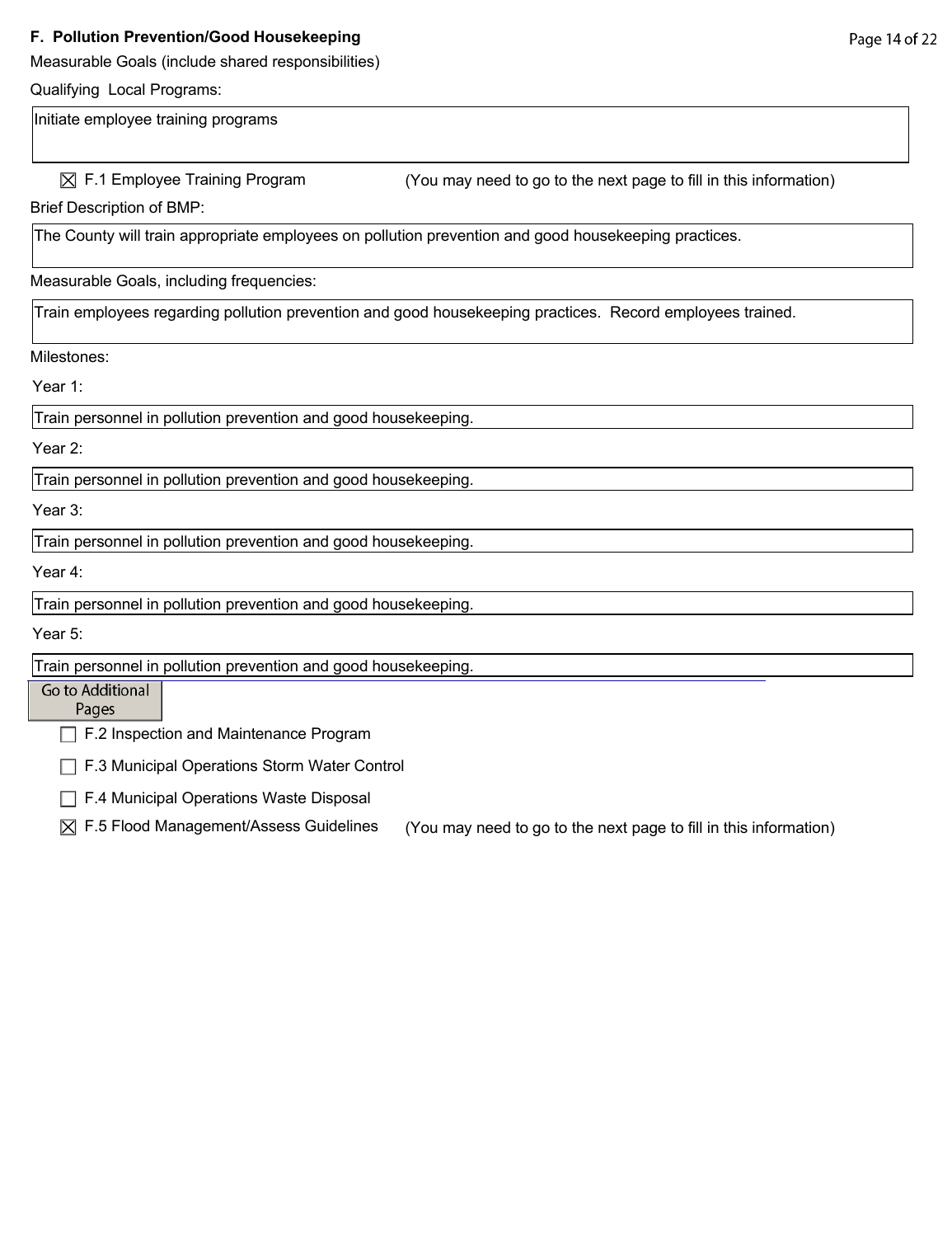**F. Pollution Prevention/Good Housekeeping**

Measurable Goals (include shared responsibilities)

Qualifying Local Programs:

Initiate employee training programs

☒ F.1 Employee Training Program (You may need to go to the next page to fill in this information)

Brief Description of BMP:

The County will train appropriate employees on pollution prevention and good housekeeping practices.

Measurable Goals, including frequencies:

Train employees regarding pollution prevention and good housekeeping practices. Record employees trained.

Milestones:

Year 1:

Train personnel in pollution prevention and good housekeeping.

Year 2:

Train personnel in pollution prevention and good housekeeping.

Year 3:

Train personnel in pollution prevention and good housekeeping.

Year 4:

Train personnel in pollution prevention and good housekeeping.

Year 5:

Train personnel in pollution prevention and good housekeeping.

Go to Additional Pages

☐ F.2 Inspection and Maintenance Program

☐ F.3 Municipal Operations Storm Water Control

☐ F.4 Municipal Operations Waste Disposal

☒ F.5 Flood Management/Assess Guidelines (You may need to go to the next page to fill in this information)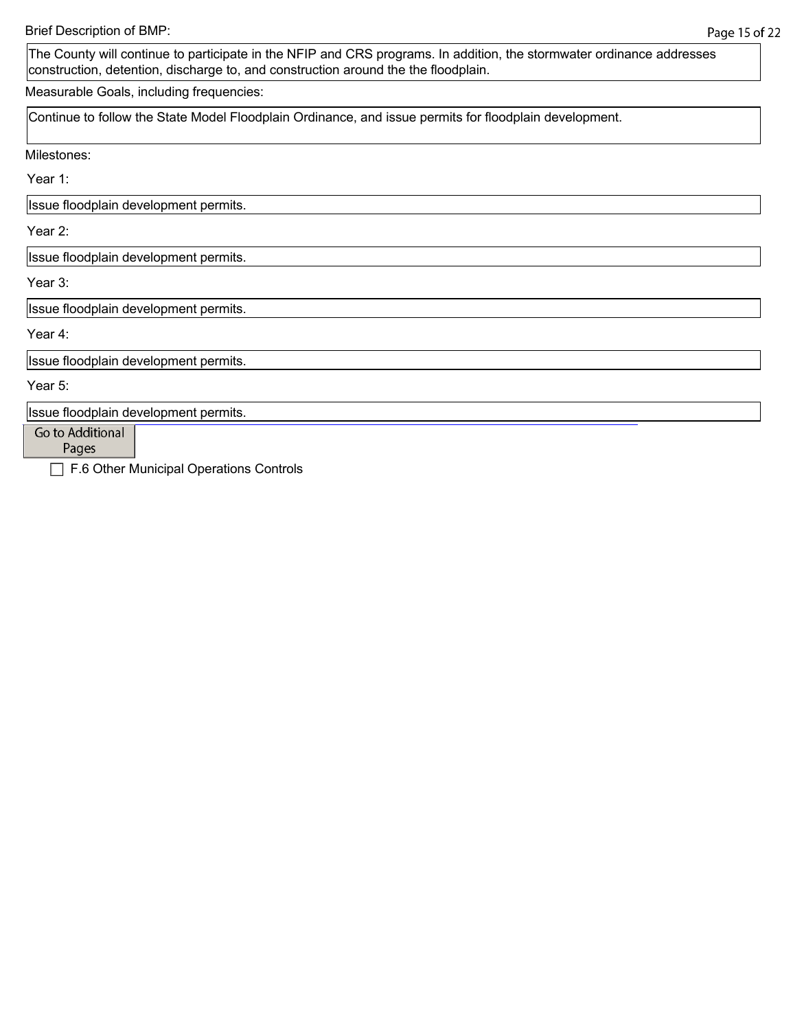Brief Description of BMP:

The County will continue to participate in the NFIP and CRS programs. In addition, the stormwater ordinance addresses construction, detention, discharge to, and construction around the the floodplain.

Measurable Goals, including frequencies:

Continue to follow the State Model Floodplain Ordinance, and issue permits for floodplain development.

Milestones:

Year 1:

Issue floodplain development permits.

Year 2:

Issue floodplain development permits.

Year 3:

Issue floodplain development permits.

Year 4:

Issue floodplain development permits.

Year 5:

Issue floodplain development permits.

Go to Additional Pages

☐ F.6 Other Municipal Operations Controls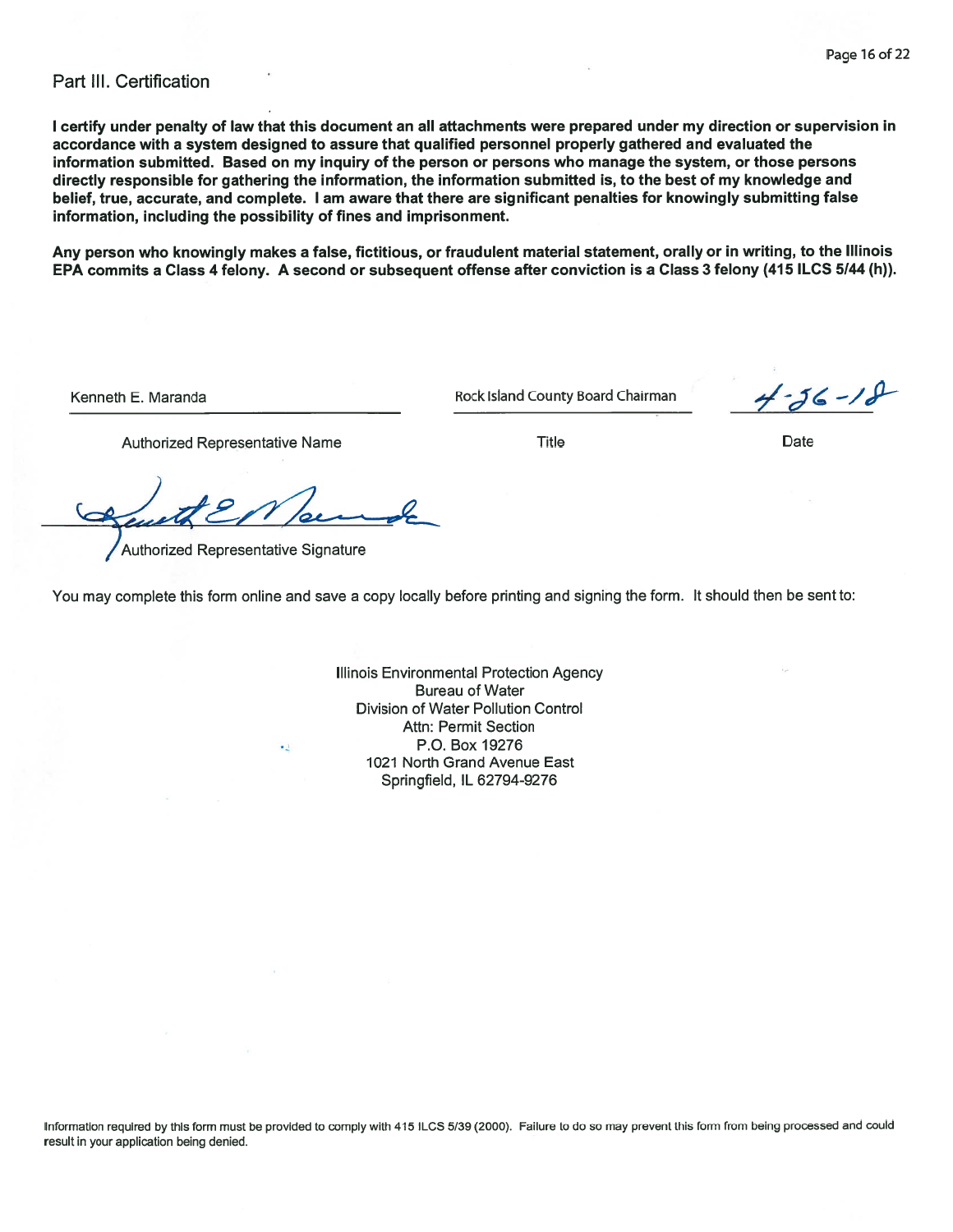## Part III. Certification

**I certify under penalty of law that this document an all attachments were prepared under my direction or supervision in accordance with a system designed to assure that qualified personnel properly gathered and evaluated the information submitted. Based on my inquiry of the person or persons who manage the system, or those persons directly responsible for gathering the information, the information submitted is, to the best of my knowledge and belief, true, accurate, and complete. I am aware that there are significant penalties for knowingly submitting false information, including the possibility of fines and imprisonment.**

**Any person who knowingly makes a false, fictitious, or fraudulent material statement, orally or in writing, to the Illinois EPA commits a Class 4 felony. A second or subsequent offense after conviction is a Class 3 felony (415 ILCS 5/44 (h)).**

| Kenneth E. Maranda | Rock Island County Board Chairman | 4-26-18 |
| --- | --- | --- |
| Authorized Representative Name | Title | Date |

[Signature]

Authorized Representative Signature

You may complete this form online and save a copy locally before printing and signing the form. It should then be sent to:

Illinois Environmental Protection Agency
Bureau of Water
Division of Water Pollution Control
Attn: Permit Section
P.O. Box 19276
1021 North Grand Avenue East
Springfield, IL 62794-9276

Information required by this form must be provided to comply with 415 ILCS 5/39 (2000). Failure to do so may prevent this form from being processed and could result in your application being denied.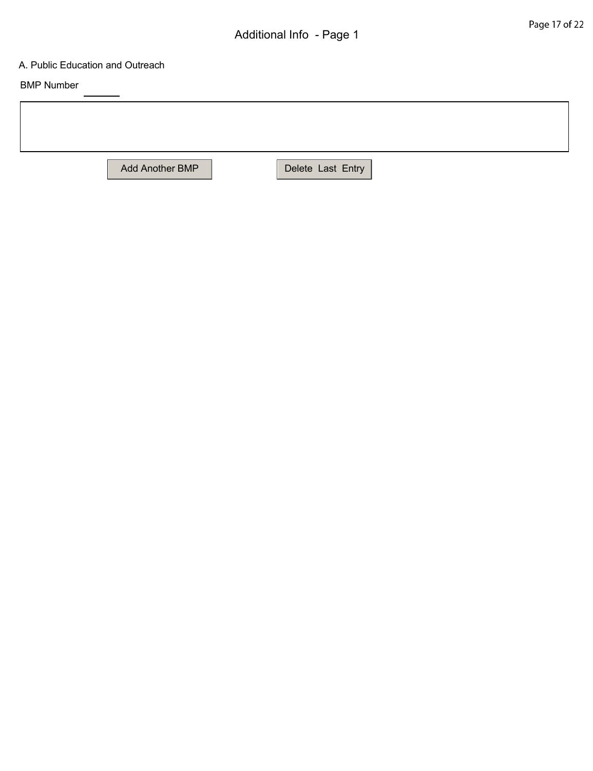# Additional Info - Page 1

A. Public Education and Outreach

BMP Number \_\_\_\_\_\_

Add Another BMP

Delete Last Entry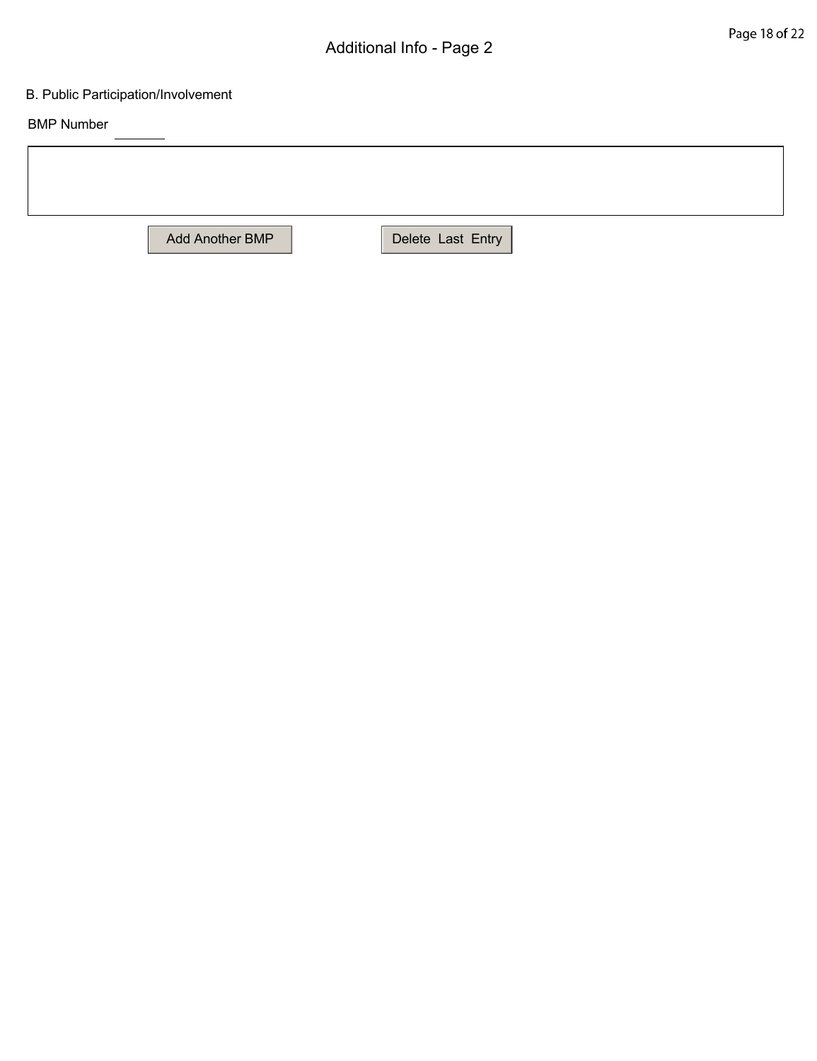## Additional Info - Page 2

B. Public Participation/Involvement

BMP Number \_\_\_\_\_\_

Add Another BMP

Delete Last Entry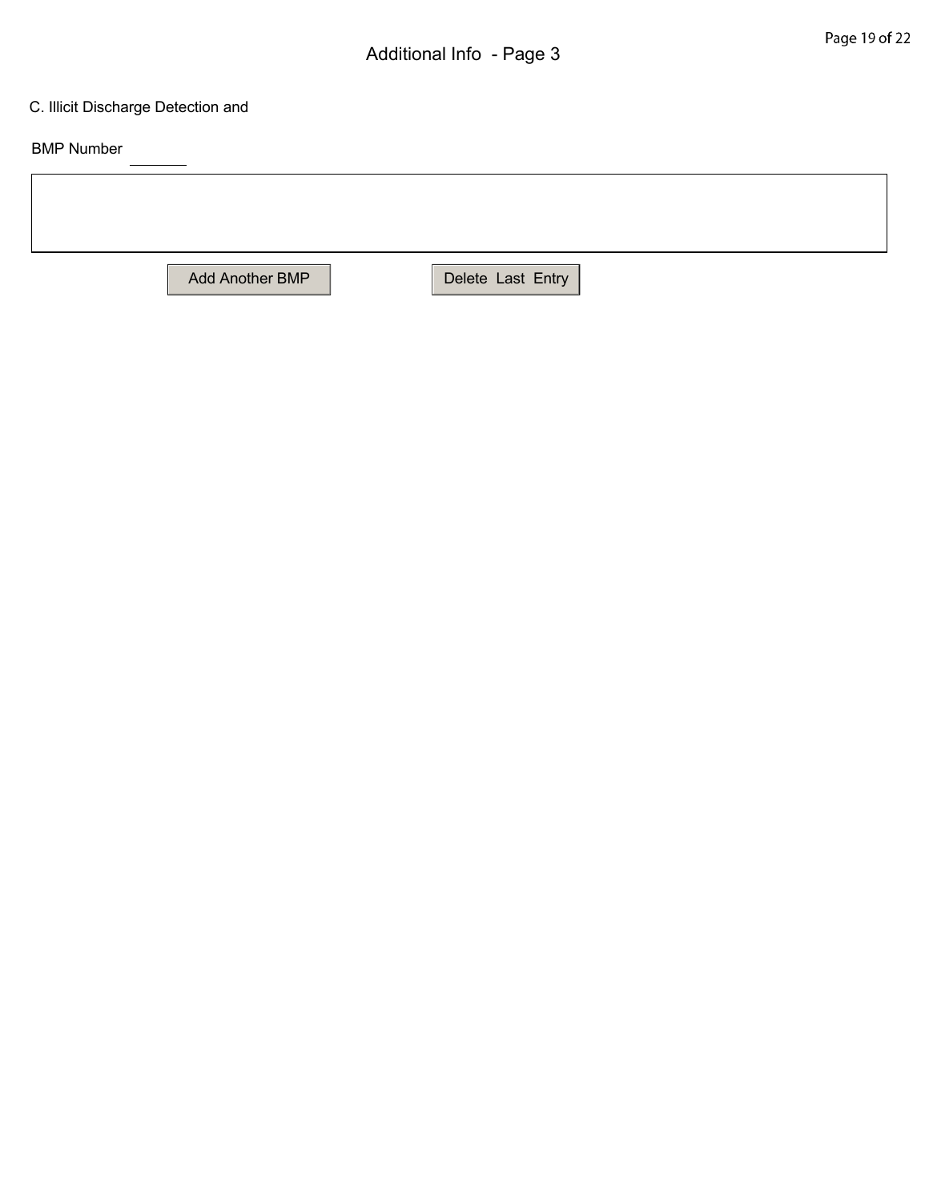# Additional Info - Page 3

C. Illicit Discharge Detection and

BMP Number \_\_\_\_\_\_\_

Add Another BMP

Delete Last Entry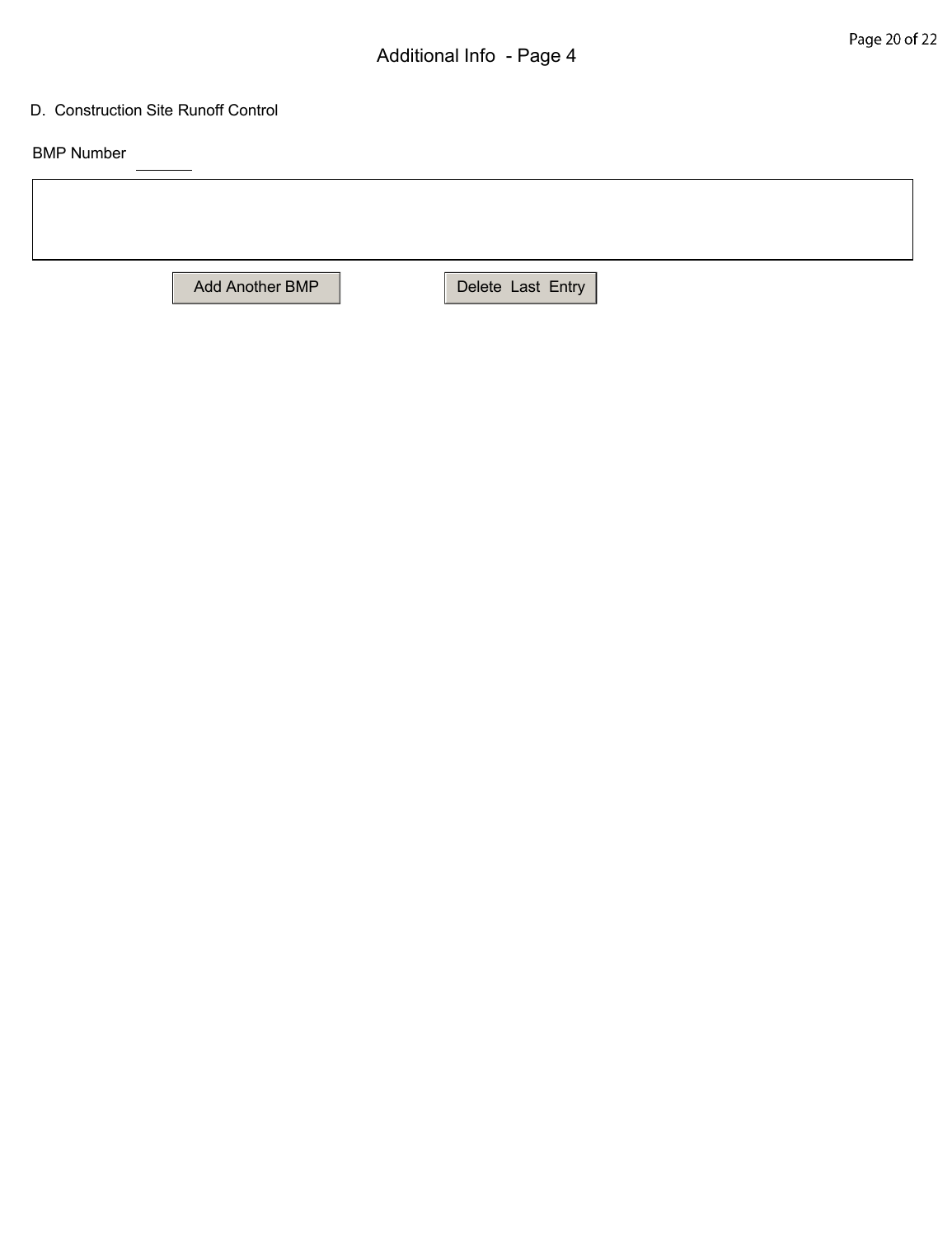## Additional Info - Page 4

D. Construction Site Runoff Control

BMP Number \_\_\_\_\_\_

Add Another BMP

Delete Last Entry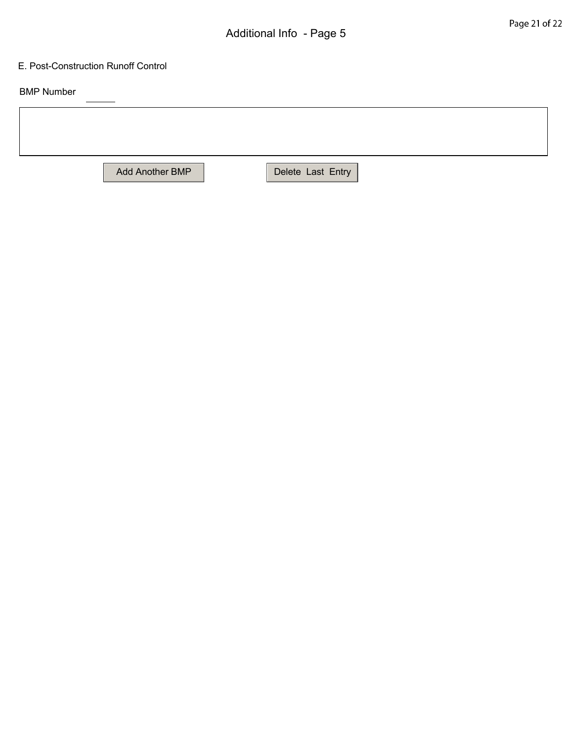# Additional Info - Page 5

E. Post-Construction Runoff Control

BMP Number \_\_\_\_\_\_

Add Another BMP | Delete Last Entry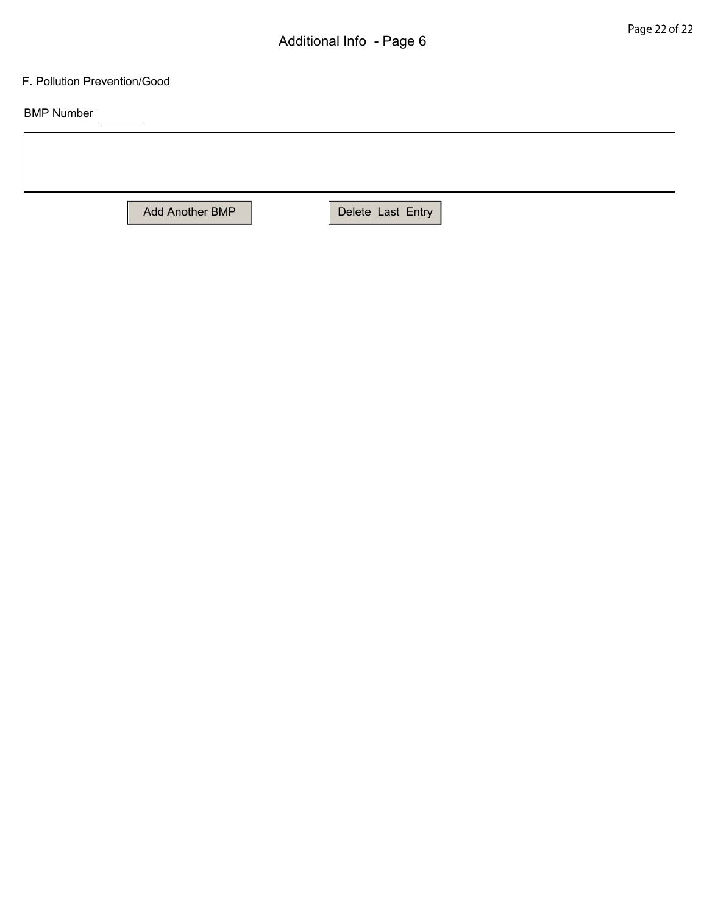## Additional Info - Page 6

F. Pollution Prevention/Good

BMP Number \_\_\_\_\_\_\_

Add Another BMP

Delete Last Entry